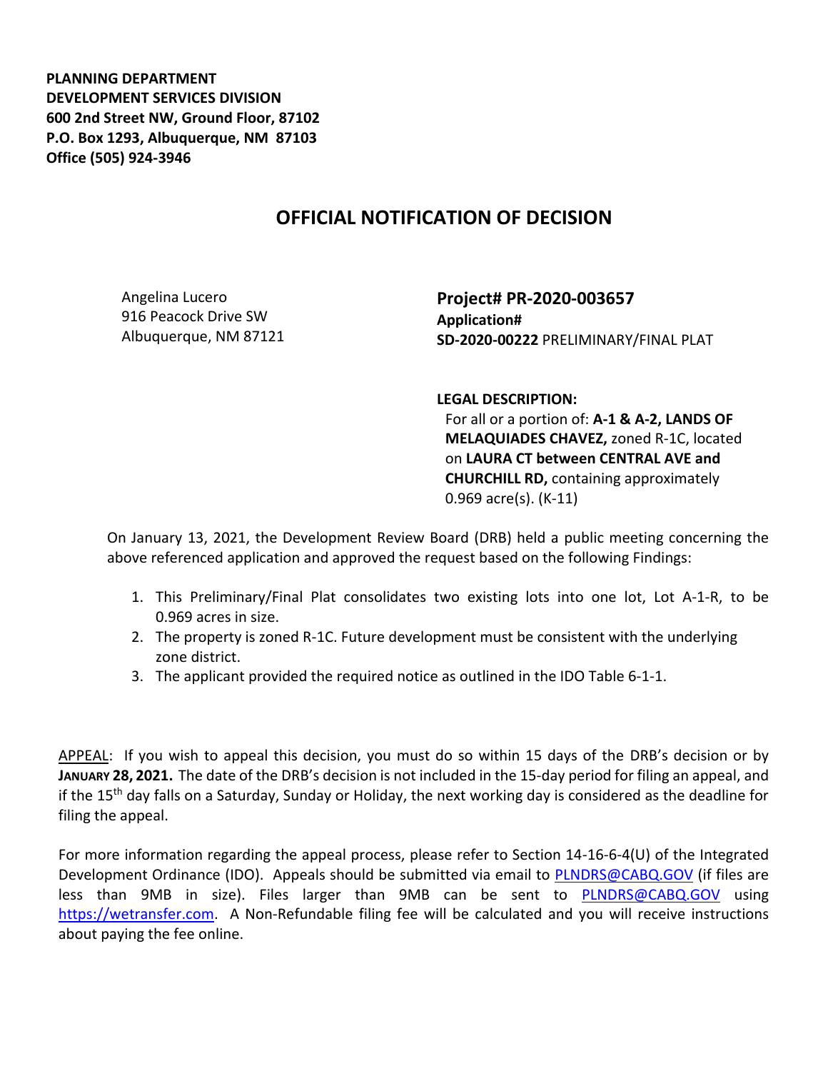**PLANNING DEPARTMENT**
**DEVELOPMENT SERVICES DIVISION**
**600 2nd Street NW, Ground Floor, 87102**
**P.O. Box 1293, Albuquerque, NM 87103**
**Office (505) 924-3946**

# OFFICIAL NOTIFICATION OF DECISION

Angelina Lucero
916 Peacock Drive SW
Albuquerque, NM 87121

**Project# PR-2020-003657**
**Application#**
**SD-2020-00222** PRELIMINARY/FINAL PLAT

**LEGAL DESCRIPTION:**
For all or a portion of: **A-1 & A-2, LANDS OF MELAQUIADES CHAVEZ,** zoned R-1C, located on **LAURA CT between CENTRAL AVE and CHURCHILL RD,** containing approximately 0.969 acre(s). (K-11)

On January 13, 2021, the Development Review Board (DRB) held a public meeting concerning the above referenced application and approved the request based on the following Findings:

1. This Preliminary/Final Plat consolidates two existing lots into one lot, Lot A-1-R, to be 0.969 acres in size.
2. The property is zoned R-1C. Future development must be consistent with the underlying zone district.
3. The applicant provided the required notice as outlined in the IDO Table 6-1-1.

APPEAL: If you wish to appeal this decision, you must do so within 15 days of the DRB's decision or by **JANUARY 28, 2021.** The date of the DRB's decision is not included in the 15-day period for filing an appeal, and if the 15th day falls on a Saturday, Sunday or Holiday, the next working day is considered as the deadline for filing the appeal.

For more information regarding the appeal process, please refer to Section 14-16-6-4(U) of the Integrated Development Ordinance (IDO). Appeals should be submitted via email to PLNDRS@CABQ.GOV (if files are less than 9MB in size). Files larger than 9MB can be sent to PLNDRS@CABQ.GOV using https://wetransfer.com. A Non-Refundable filing fee will be calculated and you will receive instructions about paying the fee online.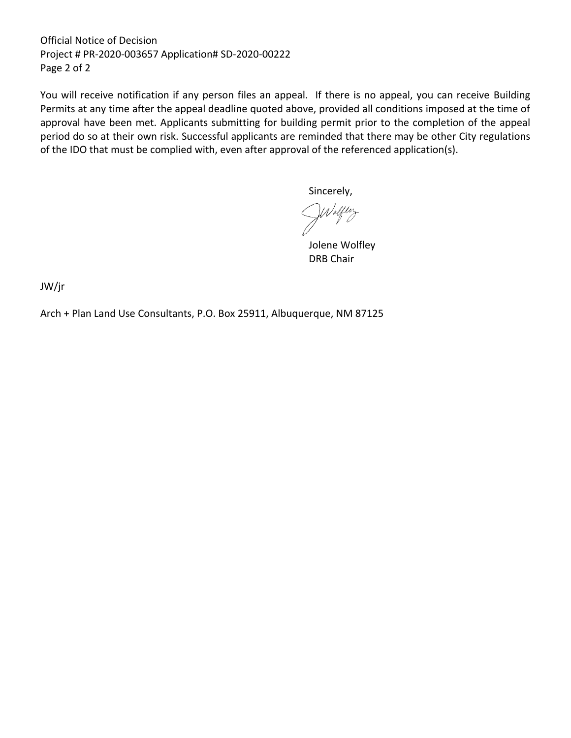You will receive notification if any person files an appeal. If there is no appeal, you can receive Building Permits at any time after the appeal deadline quoted above, provided all conditions imposed at the time of approval have been met. Applicants submitting for building permit prior to the completion of the appeal period do so at their own risk. Successful applicants are reminded that there may be other City regulations of the IDO that must be complied with, even after approval of the referenced application(s).

Sincerely,

Jolene Wolfley
DRB Chair

JW/jr

Arch + Plan Land Use Consultants, P.O. Box 25911, Albuquerque, NM 87125